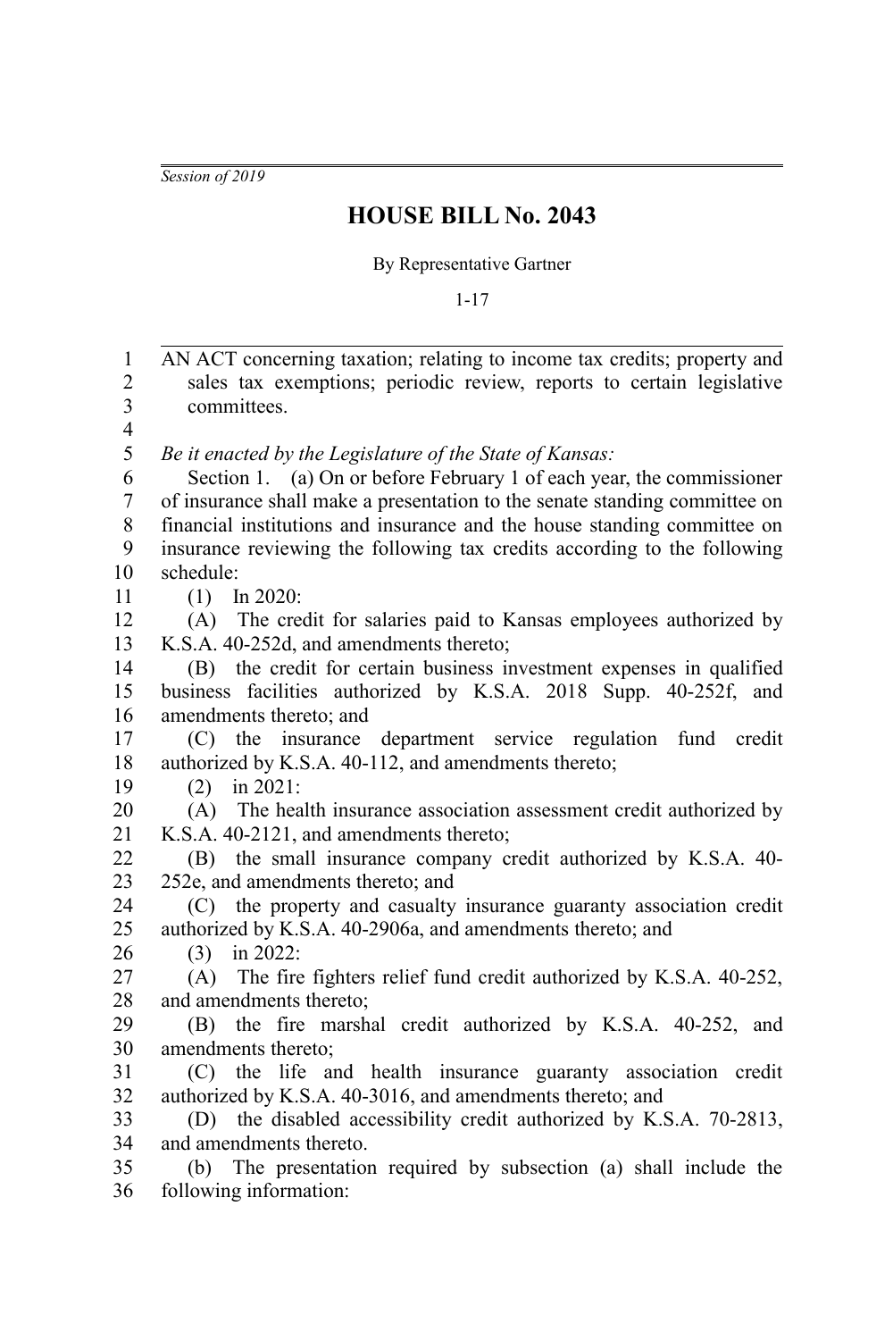*Session of 2019*

# HOUSE BILL No. 2043

By Representative Gartner

1-17

AN ACT concerning taxation; relating to income tax credits; property and sales tax exemptions; periodic review, reports to certain legislative committees.

*Be it enacted by the Legislature of the State of Kansas:*

Section 1. (a) On or before February 1 of each year, the commissioner of insurance shall make a presentation to the senate standing committee on financial institutions and insurance and the house standing committee on insurance reviewing the following tax credits according to the following schedule:

(1) In 2020:

(A) The credit for salaries paid to Kansas employees authorized by K.S.A. 40-252d, and amendments thereto;

(B) the credit for certain business investment expenses in qualified business facilities authorized by K.S.A. 2018 Supp. 40-252f, and amendments thereto; and

(C) the insurance department service regulation fund credit authorized by K.S.A. 40-112, and amendments thereto;

(2) in 2021:

(A) The health insurance association assessment credit authorized by K.S.A. 40-2121, and amendments thereto;

(B) the small insurance company credit authorized by K.S.A. 40-252e, and amendments thereto; and

(C) the property and casualty insurance guaranty association credit authorized by K.S.A. 40-2906a, and amendments thereto; and

(3) in 2022:

(A) The fire fighters relief fund credit authorized by K.S.A. 40-252, and amendments thereto;

(B) the fire marshal credit authorized by K.S.A. 40-252, and amendments thereto;

(C) the life and health insurance guaranty association credit authorized by K.S.A. 40-3016, and amendments thereto; and

(D) the disabled accessibility credit authorized by K.S.A. 70-2813, and amendments thereto.

(b) The presentation required by subsection (a) shall include the following information: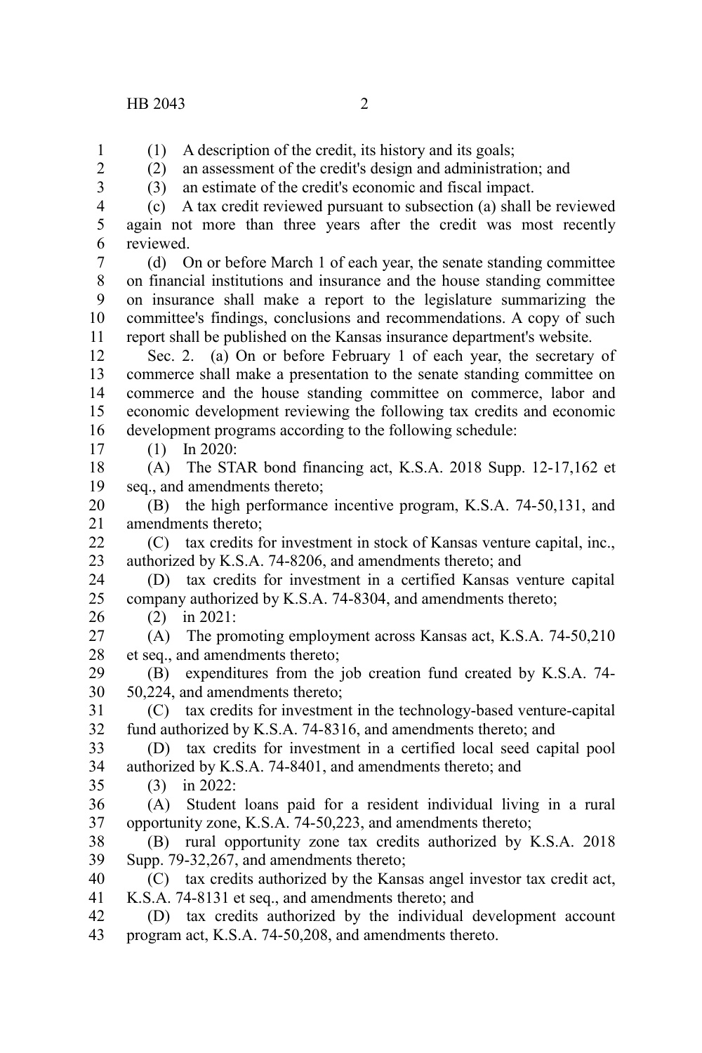(1) A description of the credit, its history and its goals;

(2) an assessment of the credit's design and administration; and

(3) an estimate of the credit's economic and fiscal impact.

(c) A tax credit reviewed pursuant to subsection (a) shall be reviewed again not more than three years after the credit was most recently reviewed.

(d) On or before March 1 of each year, the senate standing committee on financial institutions and insurance and the house standing committee on insurance shall make a report to the legislature summarizing the committee's findings, conclusions and recommendations. A copy of such report shall be published on the Kansas insurance department's website.

Sec. 2. (a) On or before February 1 of each year, the secretary of commerce shall make a presentation to the senate standing committee on commerce and the house standing committee on commerce, labor and economic development reviewing the following tax credits and economic development programs according to the following schedule:

(1) In 2020:

(A) The STAR bond financing act, K.S.A. 2018 Supp. 12-17,162 et seq., and amendments thereto;

(B) the high performance incentive program, K.S.A. 74-50,131, and amendments thereto;

(C) tax credits for investment in stock of Kansas venture capital, inc., authorized by K.S.A. 74-8206, and amendments thereto; and

(D) tax credits for investment in a certified Kansas venture capital company authorized by K.S.A. 74-8304, and amendments thereto;

(2) in 2021:

(A) The promoting employment across Kansas act, K.S.A. 74-50,210 et seq., and amendments thereto;

(B) expenditures from the job creation fund created by K.S.A. 74-50,224, and amendments thereto;

(C) tax credits for investment in the technology-based venture-capital fund authorized by K.S.A. 74-8316, and amendments thereto; and

(D) tax credits for investment in a certified local seed capital pool authorized by K.S.A. 74-8401, and amendments thereto; and

(3) in 2022:

(A) Student loans paid for a resident individual living in a rural opportunity zone, K.S.A. 74-50,223, and amendments thereto;

(B) rural opportunity zone tax credits authorized by K.S.A. 2018 Supp. 79-32,267, and amendments thereto;

(C) tax credits authorized by the Kansas angel investor tax credit act, K.S.A. 74-8131 et seq., and amendments thereto; and

(D) tax credits authorized by the individual development account program act, K.S.A. 74-50,208, and amendments thereto.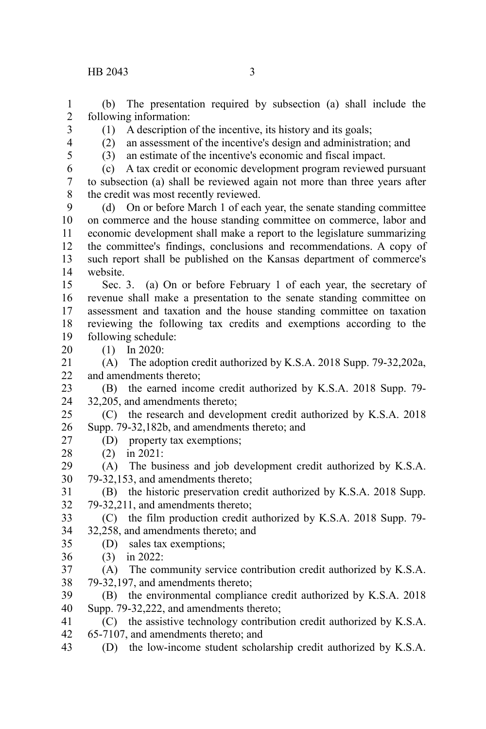(b) The presentation required by subsection (a) shall include the following information:

(1) A description of the incentive, its history and its goals;

(2) an assessment of the incentive's design and administration; and

(3) an estimate of the incentive's economic and fiscal impact.

(c) A tax credit or economic development program reviewed pursuant to subsection (a) shall be reviewed again not more than three years after the credit was most recently reviewed.

(d) On or before March 1 of each year, the senate standing committee on commerce and the house standing committee on commerce, labor and economic development shall make a report to the legislature summarizing the committee's findings, conclusions and recommendations. A copy of such report shall be published on the Kansas department of commerce's website.

Sec. 3. (a) On or before February 1 of each year, the secretary of revenue shall make a presentation to the senate standing committee on assessment and taxation and the house standing committee on taxation reviewing the following tax credits and exemptions according to the following schedule:

(1) In 2020:

(A) The adoption credit authorized by K.S.A. 2018 Supp. 79-32,202a, and amendments thereto;

(B) the earned income credit authorized by K.S.A. 2018 Supp. 79-32,205, and amendments thereto;

(C) the research and development credit authorized by K.S.A. 2018 Supp. 79-32,182b, and amendments thereto; and

(D) property tax exemptions;

(2) in 2021:

(A) The business and job development credit authorized by K.S.A. 79-32,153, and amendments thereto;

(B) the historic preservation credit authorized by K.S.A. 2018 Supp. 79-32,211, and amendments thereto;

(C) the film production credit authorized by K.S.A. 2018 Supp. 79-32,258, and amendments thereto; and

(D) sales tax exemptions;

(3) in 2022:

(A) The community service contribution credit authorized by K.S.A. 79-32,197, and amendments thereto;

(B) the environmental compliance credit authorized by K.S.A. 2018 Supp. 79-32,222, and amendments thereto;

(C) the assistive technology contribution credit authorized by K.S.A. 65-7107, and amendments thereto; and

(D) the low-income student scholarship credit authorized by K.S.A.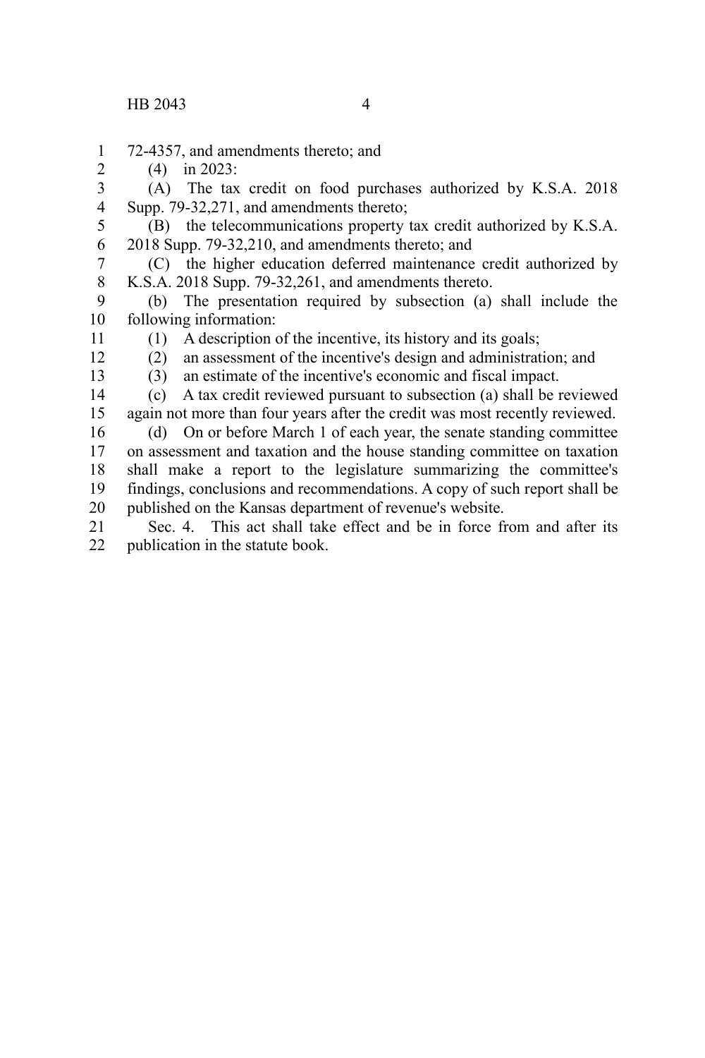72-4357, and amendments thereto; and

(4) in 2023:

(A) The tax credit on food purchases authorized by K.S.A. 2018 Supp. 79-32,271, and amendments thereto;

(B) the telecommunications property tax credit authorized by K.S.A. 2018 Supp. 79-32,210, and amendments thereto; and

(C) the higher education deferred maintenance credit authorized by K.S.A. 2018 Supp. 79-32,261, and amendments thereto.

(b) The presentation required by subsection (a) shall include the following information:

(1) A description of the incentive, its history and its goals;

(2) an assessment of the incentive's design and administration; and

(3) an estimate of the incentive's economic and fiscal impact.

(c) A tax credit reviewed pursuant to subsection (a) shall be reviewed again not more than four years after the credit was most recently reviewed.

(d) On or before March 1 of each year, the senate standing committee on assessment and taxation and the house standing committee on taxation shall make a report to the legislature summarizing the committee's findings, conclusions and recommendations. A copy of such report shall be published on the Kansas department of revenue's website.

Sec. 4. This act shall take effect and be in force from and after its publication in the statute book.